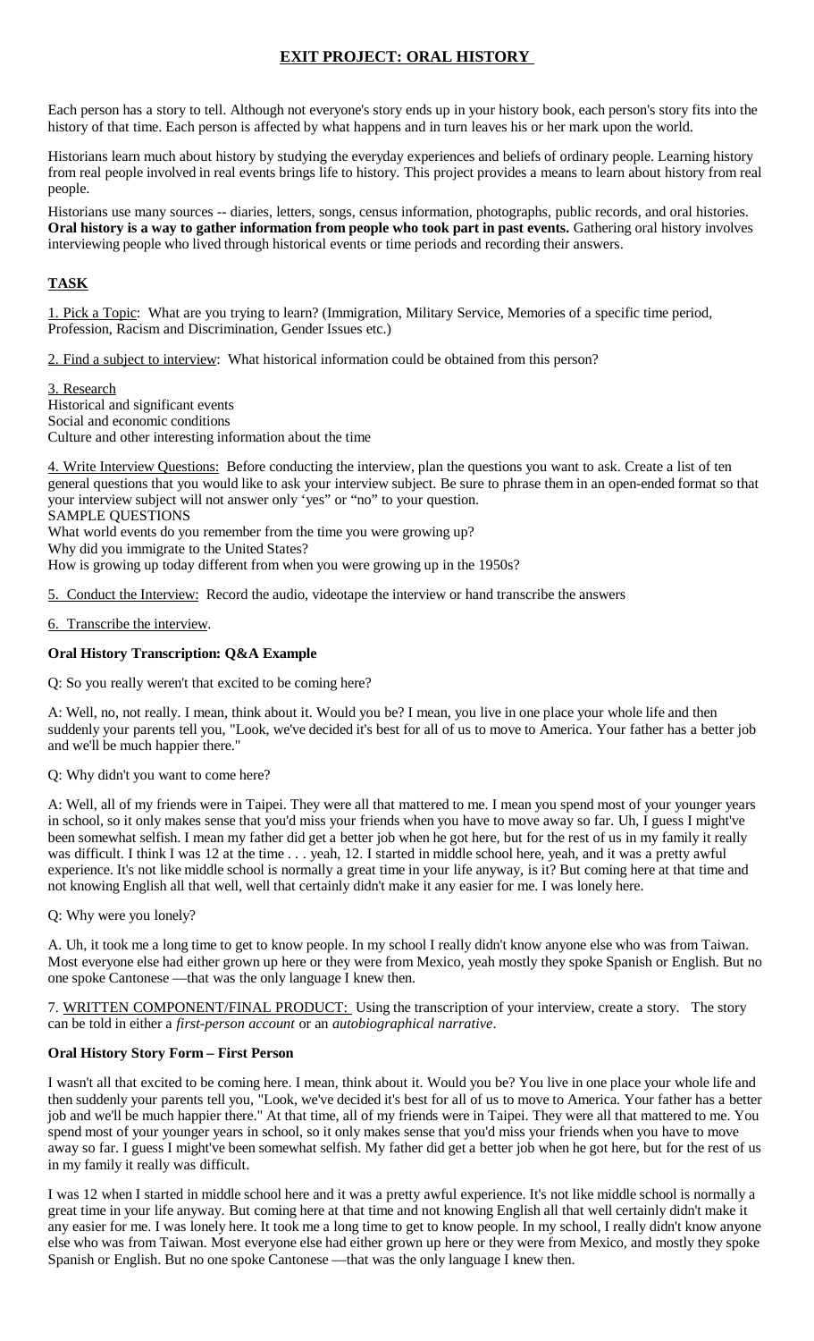# EXIT PROJECT: ORAL HISTORY

Each person has a story to tell. Although not everyone's story ends up in your history book, each person's story fits into the history of that time. Each person is affected by what happens and in turn leaves his or her mark upon the world.

Historians learn much about history by studying the everyday experiences and beliefs of ordinary people. Learning history from real people involved in real events brings life to history. This project provides a means to learn about history from real people.

Historians use many sources -- diaries, letters, songs, census information, photographs, public records, and oral histories. **Oral history is a way to gather information from people who took part in past events.** Gathering oral history involves interviewing people who lived through historical events or time periods and recording their answers.

## TASK

1. Pick a Topic: What are you trying to learn? (Immigration, Military Service, Memories of a specific time period, Profession, Racism and Discrimination, Gender Issues etc.)

2. Find a subject to interview: What historical information could be obtained from this person?

3. Research
Historical and significant events
Social and economic conditions
Culture and other interesting information about the time

4. Write Interview Questions: Before conducting the interview, plan the questions you want to ask. Create a list of ten general questions that you would like to ask your interview subject. Be sure to phrase them in an open-ended format so that your interview subject will not answer only 'yes" or "no" to your question.
SAMPLE QUESTIONS
What world events do you remember from the time you were growing up?
Why did you immigrate to the United States?
How is growing up today different from when you were growing up in the 1950s?

5. Conduct the Interview: Record the audio, videotape the interview or hand transcribe the answers

6. Transcribe the interview.

**Oral History Transcription: Q&A Example**

Q: So you really weren't that excited to be coming here?

A: Well, no, not really. I mean, think about it. Would you be? I mean, you live in one place your whole life and then suddenly your parents tell you, "Look, we've decided it's best for all of us to move to America. Your father has a better job and we'll be much happier there."

Q: Why didn't you want to come here?

A: Well, all of my friends were in Taipei. They were all that mattered to me. I mean you spend most of your younger years in school, so it only makes sense that you'd miss your friends when you have to move away so far. Uh, I guess I might've been somewhat selfish. I mean my father did get a better job when he got here, but for the rest of us in my family it really was difficult. I think I was 12 at the time . . . yeah, 12. I started in middle school here, yeah, and it was a pretty awful experience. It's not like middle school is normally a great time in your life anyway, is it? But coming here at that time and not knowing English all that well, well that certainly didn't make it any easier for me. I was lonely here.

Q: Why were you lonely?

A. Uh, it took me a long time to get to know people. In my school I really didn't know anyone else who was from Taiwan. Most everyone else had either grown up here or they were from Mexico, yeah mostly they spoke Spanish or English. But no one spoke Cantonese —that was the only language I knew then.

7. WRITTEN COMPONENT/FINAL PRODUCT: Using the transcription of your interview, create a story. The story can be told in either a *first-person account* or an *autobiographical narrative*.

**Oral History Story Form – First Person**

I wasn't all that excited to be coming here. I mean, think about it. Would you be? You live in one place your whole life and then suddenly your parents tell you, "Look, we've decided it's best for all of us to move to America. Your father has a better job and we'll be much happier there." At that time, all of my friends were in Taipei. They were all that mattered to me. You spend most of your younger years in school, so it only makes sense that you'd miss your friends when you have to move away so far. I guess I might've been somewhat selfish. My father did get a better job when he got here, but for the rest of us in my family it really was difficult.

I was 12 when I started in middle school here and it was a pretty awful experience. It's not like middle school is normally a great time in your life anyway. But coming here at that time and not knowing English all that well certainly didn't make it any easier for me. I was lonely here. It took me a long time to get to know people. In my school, I really didn't know anyone else who was from Taiwan. Most everyone else had either grown up here or they were from Mexico, and mostly they spoke Spanish or English. But no one spoke Cantonese —that was the only language I knew then.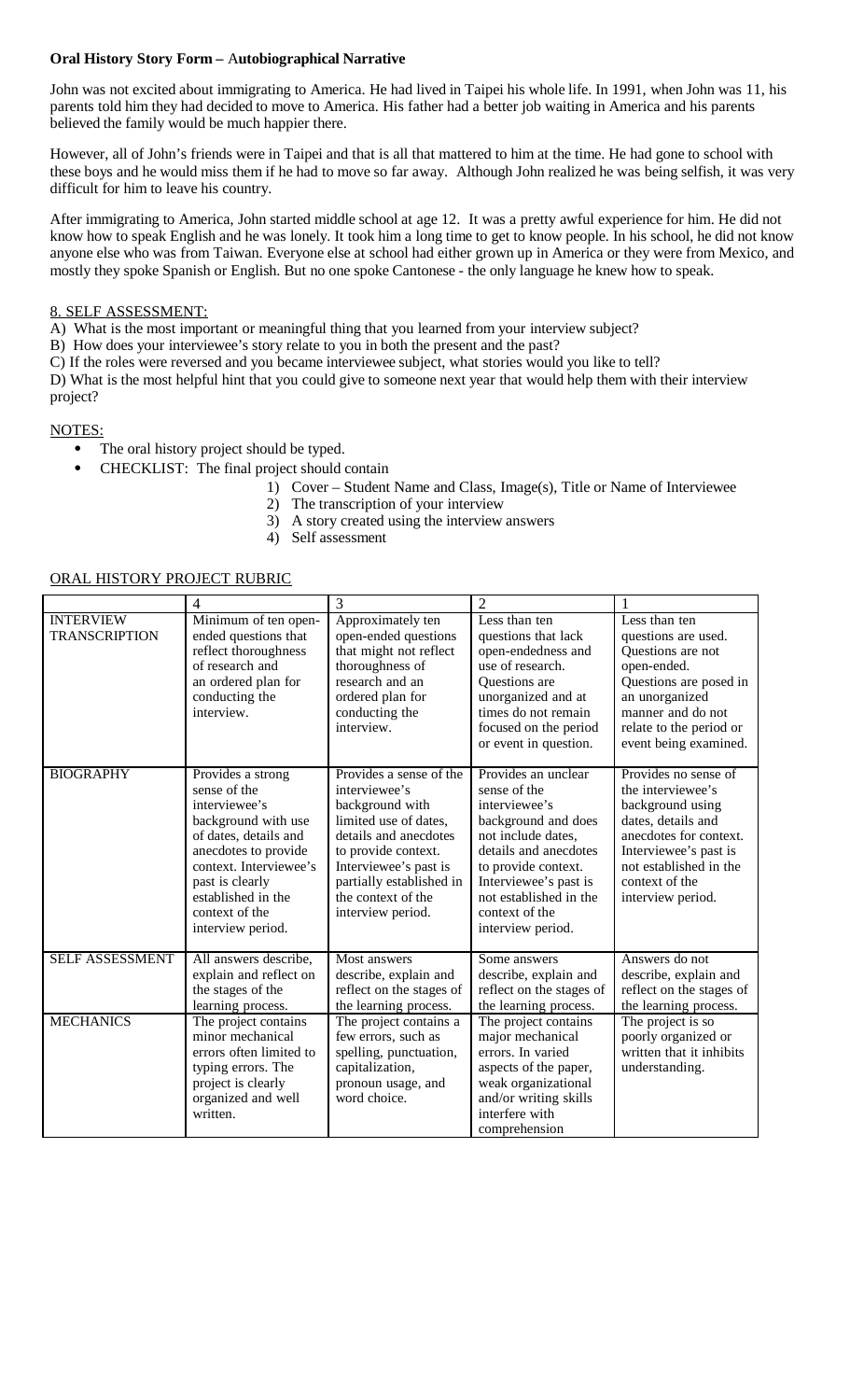**Oral History Story Form –** A**utobiographical Narrative**

John was not excited about immigrating to America. He had lived in Taipei his whole life. In 1991, when John was 11, his parents told him they had decided to move to America. His father had a better job waiting in America and his parents believed the family would be much happier there.

However, all of John's friends were in Taipei and that is all that mattered to him at the time. He had gone to school with these boys and he would miss them if he had to move so far away. Although John realized he was being selfish, it was very difficult for him to leave his country.

After immigrating to America, John started middle school at age 12. It was a pretty awful experience for him. He did not know how to speak English and he was lonely. It took him a long time to get to know people. In his school, he did not know anyone else who was from Taiwan. Everyone else at school had either grown up in America or they were from Mexico, and mostly they spoke Spanish or English. But no one spoke Cantonese - the only language he knew how to speak.

8. SELF ASSESSMENT:

A) What is the most important or meaningful thing that you learned from your interview subject?

B) How does your interviewee's story relate to you in both the present and the past?

C) If the roles were reversed and you became interviewee subject, what stories would you like to tell?

D) What is the most helpful hint that you could give to someone next year that would help them with their interview project?

NOTES:

- The oral history project should be typed.
- CHECKLIST: The final project should contain
  1) Cover – Student Name and Class, Image(s), Title or Name of Interviewee
  2) The transcription of your interview
  3) A story created using the interview answers
  4) Self assessment

ORAL HISTORY PROJECT RUBRIC

| | 4 | 3 | 2 | 1 |
|---|---|---|---|---|
| INTERVIEW TRANSCRIPTION | Minimum of ten open-ended questions that reflect thoroughness of research and an ordered plan for conducting the interview. | Approximately ten open-ended questions that might not reflect thoroughness of research and an ordered plan for conducting the interview. | Less than ten questions that lack open-endedness and use of research. Questions are unorganized and at times do not remain focused on the period or event in question. | Less than ten questions are used. Questions are not open-ended. Questions are posed in an unorganized manner and do not relate to the period or event being examined. |
| BIOGRAPHY | Provides a strong sense of the interviewee's background with use of dates, details and anecdotes to provide context. Interviewee's past is clearly established in the context of the interview period. | Provides a sense of the interviewee's background with limited use of dates, details and anecdotes to provide context. Interviewee's past is partially established in the context of the interview period. | Provides an unclear sense of the interviewee's background and does not include dates, details and anecdotes to provide context. Interviewee's past is not established in the context of the interview period. | Provides no sense of the interviewee's background using dates, details and anecdotes for context. Interviewee's past is not established in the context of the interview period. |
| SELF ASSESSMENT | All answers describe, explain and reflect on the stages of the learning process. | Most answers describe, explain and reflect on the stages of the learning process. | Some answers describe, explain and reflect on the stages of the learning process. | Answers do not describe, explain and reflect on the stages of the learning process. |
| MECHANICS | The project contains minor mechanical errors often limited to typing errors. The project is clearly organized and well written. | The project contains a few errors, such as spelling, punctuation, capitalization, pronoun usage, and word choice. | The project contains major mechanical errors. In varied aspects of the paper, weak organizational and/or writing skills interfere with comprehension | The project is so poorly organized or written that it inhibits understanding. |